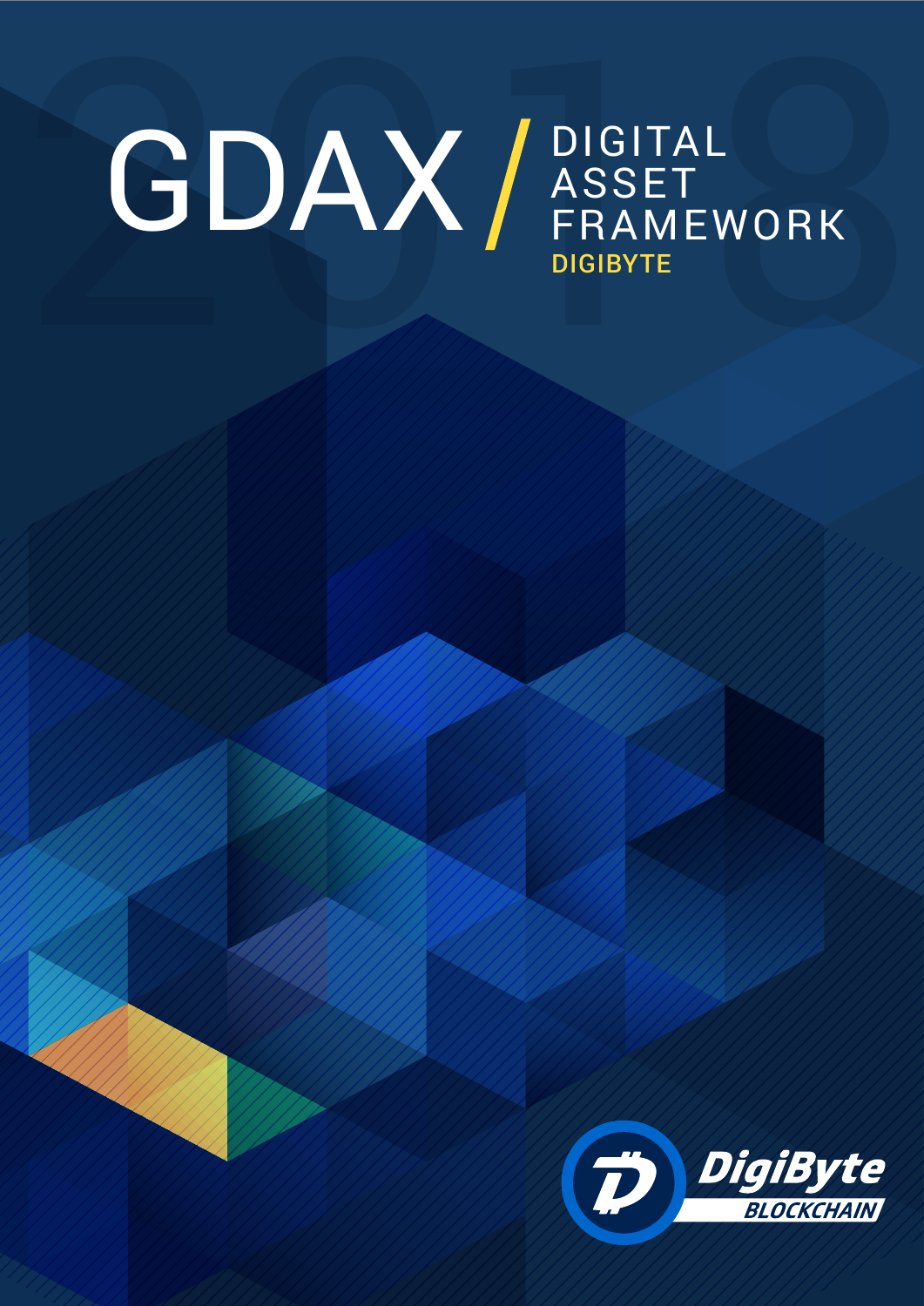# GDAX / DIGITAL ASSET FRAMEWORK

**DIGIBYTE**

DigiByte BLOCKCHAIN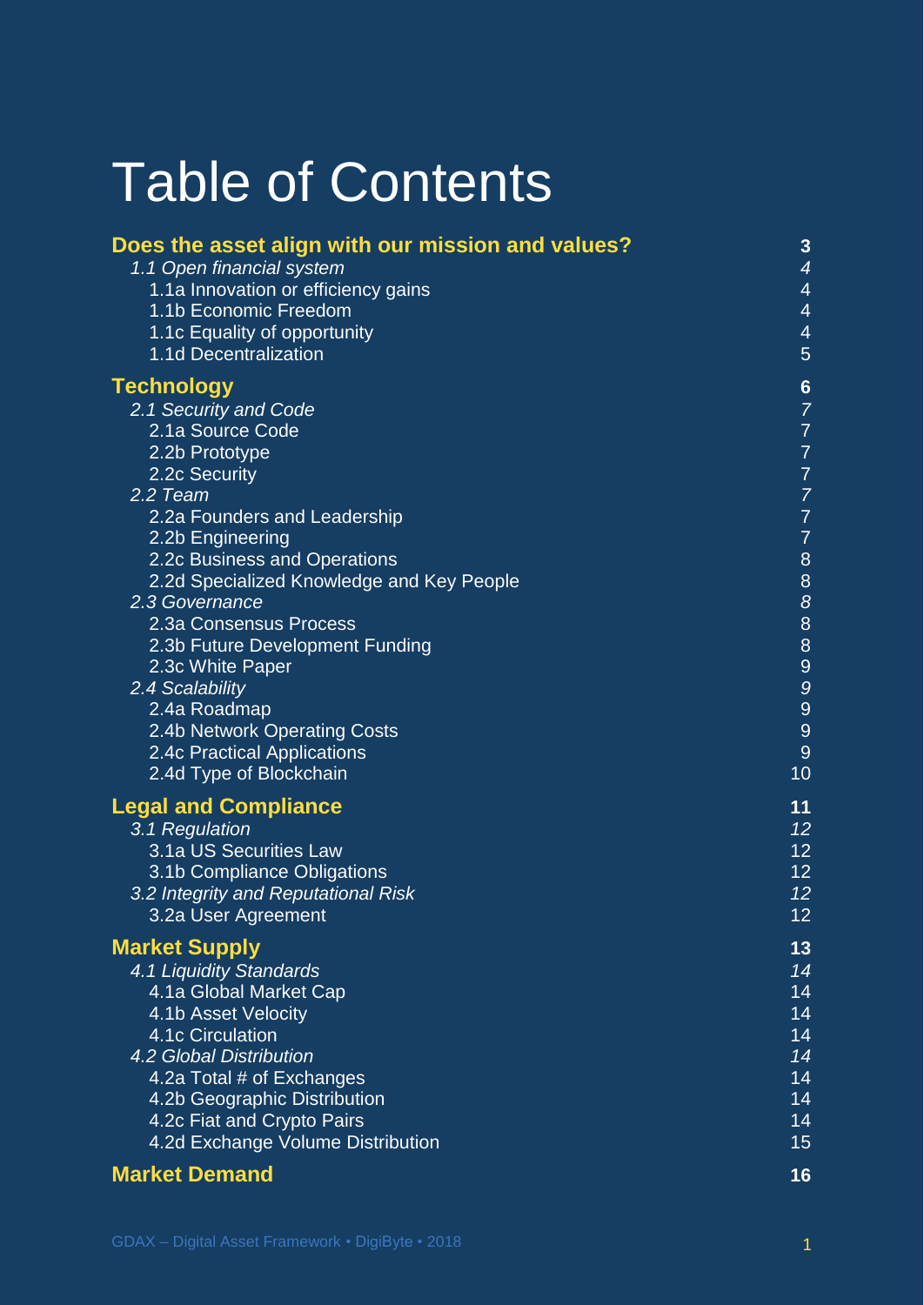# Table of Contents

| | |
|---|---|
| **Does the asset align with our mission and values?** | **3** |
| *1.1 Open financial system* | *4* |
| 1.1a Innovation or efficiency gains | 4 |
| 1.1b Economic Freedom | 4 |
| 1.1c Equality of opportunity | 4 |
| 1.1d Decentralization | 5 |
| **Technology** | **6** |
| *2.1 Security and Code* | *7* |
| 2.1a Source Code | 7 |
| 2.2b Prototype | 7 |
| 2.2c Security | 7 |
| *2.2 Team* | *7* |
| 2.2a Founders and Leadership | 7 |
| 2.2b Engineering | 7 |
| 2.2c Business and Operations | 8 |
| 2.2d Specialized Knowledge and Key People | 8 |
| *2.3 Governance* | *8* |
| 2.3a Consensus Process | 8 |
| 2.3b Future Development Funding | 8 |
| 2.3c White Paper | 9 |
| *2.4 Scalability* | *9* |
| 2.4a Roadmap | 9 |
| 2.4b Network Operating Costs | 9 |
| 2.4c Practical Applications | 9 |
| 2.4d Type of Blockchain | 10 |
| **Legal and Compliance** | **11** |
| *3.1 Regulation* | *12* |
| 3.1a US Securities Law | 12 |
| 3.1b Compliance Obligations | 12 |
| *3.2 Integrity and Reputational Risk* | *12* |
| 3.2a User Agreement | 12 |
| **Market Supply** | **13** |
| *4.1 Liquidity Standards* | *14* |
| 4.1a Global Market Cap | 14 |
| 4.1b Asset Velocity | 14 |
| 4.1c Circulation | 14 |
| *4.2 Global Distribution* | *14* |
| 4.2a Total # of Exchanges | 14 |
| 4.2b Geographic Distribution | 14 |
| 4.2c Fiat and Crypto Pairs | 14 |
| 4.2d Exchange Volume Distribution | 15 |
| **Market Demand** | **16** |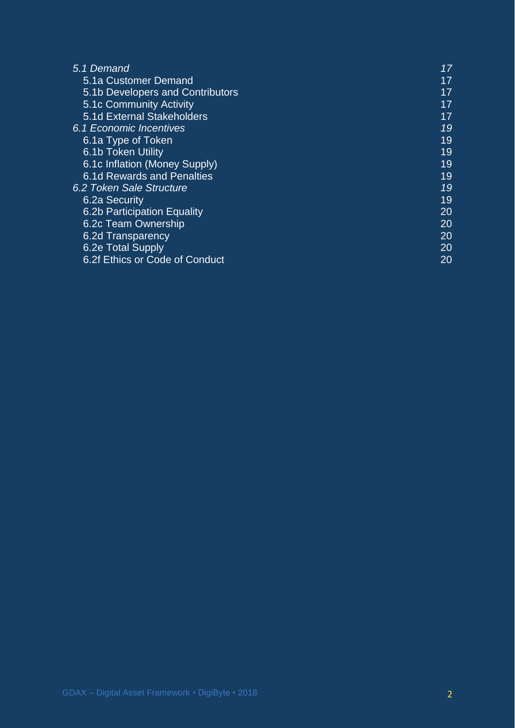| | |
|---|---|
| *5.1 Demand* | *17* |
| 5.1a Customer Demand | 17 |
| 5.1b Developers and Contributors | 17 |
| 5.1c Community Activity | 17 |
| 5.1d External Stakeholders | 17 |
| *6.1 Economic Incentives* | *19* |
| 6.1a Type of Token | 19 |
| 6.1b Token Utility | 19 |
| 6.1c Inflation (Money Supply) | 19 |
| 6.1d Rewards and Penalties | 19 |
| *6.2 Token Sale Structure* | *19* |
| 6.2a Security | 19 |
| 6.2b Participation Equality | 20 |
| 6.2c Team Ownership | 20 |
| 6.2d Transparency | 20 |
| 6.2e Total Supply | 20 |
| 6.2f Ethics or Code of Conduct | 20 |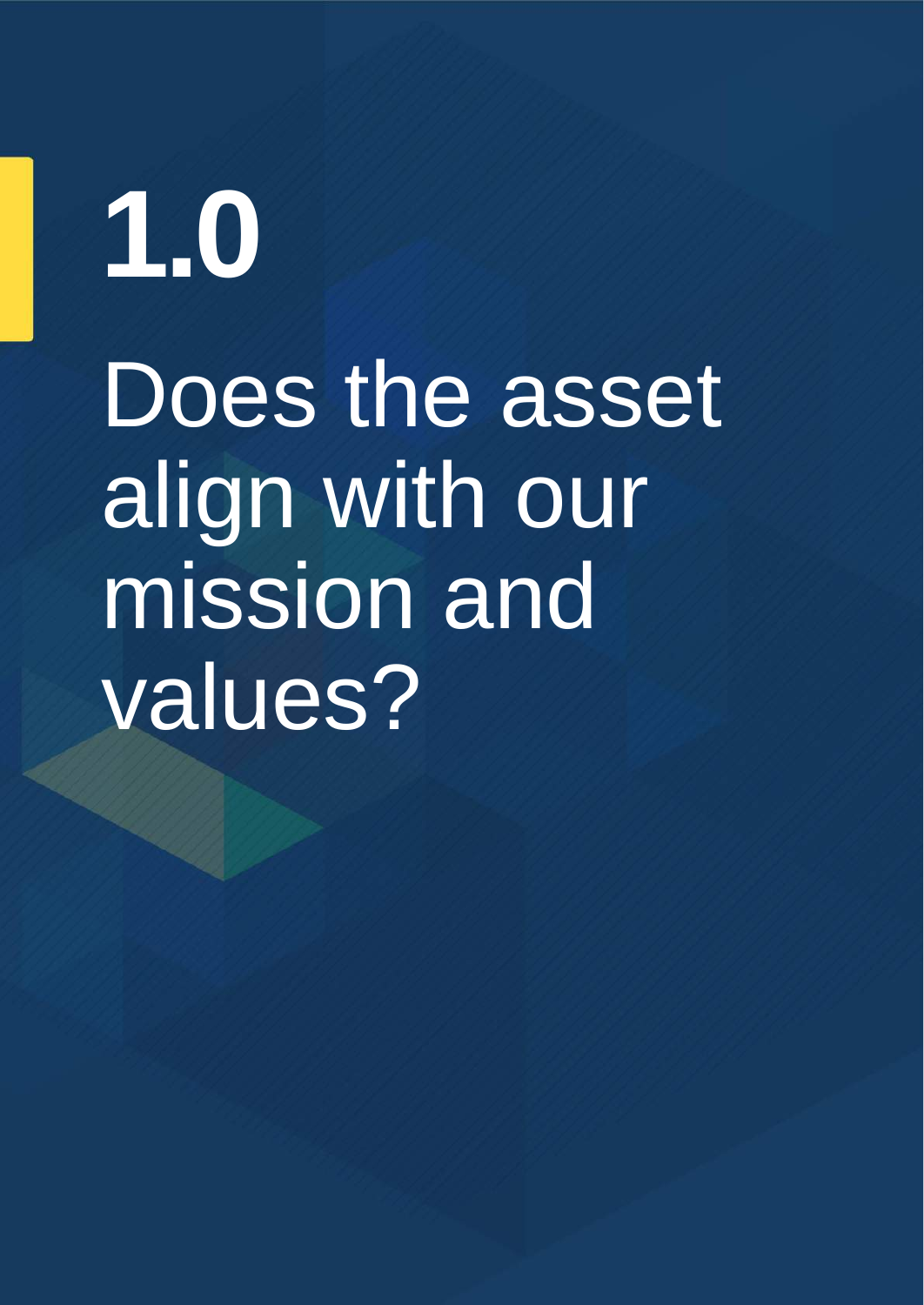# 1.0

# Does the asset align with our mission and values?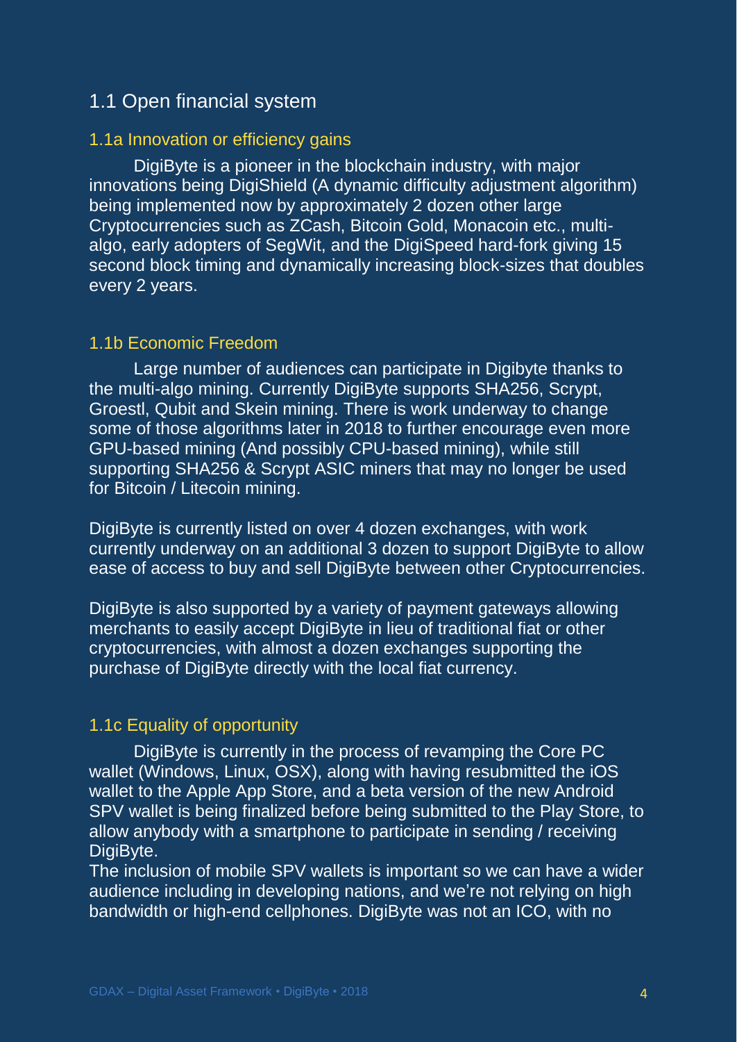## 1.1 Open financial system

### 1.1a Innovation or efficiency gains

DigiByte is a pioneer in the blockchain industry, with major innovations being DigiShield (A dynamic difficulty adjustment algorithm) being implemented now by approximately 2 dozen other large Cryptocurrencies such as ZCash, Bitcoin Gold, Monacoin etc., multi-algo, early adopters of SegWit, and the DigiSpeed hard-fork giving 15 second block timing and dynamically increasing block-sizes that doubles every 2 years.

### 1.1b Economic Freedom

Large number of audiences can participate in Digibyte thanks to the multi-algo mining. Currently DigiByte supports SHA256, Scrypt, Groestl, Qubit and Skein mining. There is work underway to change some of those algorithms later in 2018 to further encourage even more GPU-based mining (And possibly CPU-based mining), while still supporting SHA256 & Scrypt ASIC miners that may no longer be used for Bitcoin / Litecoin mining.

DigiByte is currently listed on over 4 dozen exchanges, with work currently underway on an additional 3 dozen to support DigiByte to allow ease of access to buy and sell DigiByte between other Cryptocurrencies.

DigiByte is also supported by a variety of payment gateways allowing merchants to easily accept DigiByte in lieu of traditional fiat or other cryptocurrencies, with almost a dozen exchanges supporting the purchase of DigiByte directly with the local fiat currency.

### 1.1c Equality of opportunity

DigiByte is currently in the process of revamping the Core PC wallet (Windows, Linux, OSX), along with having resubmitted the iOS wallet to the Apple App Store, and a beta version of the new Android SPV wallet is being finalized before being submitted to the Play Store, to allow anybody with a smartphone to participate in sending / receiving DigiByte.

The inclusion of mobile SPV wallets is important so we can have a wider audience including in developing nations, and we're not relying on high bandwidth or high-end cellphones. DigiByte was not an ICO, with no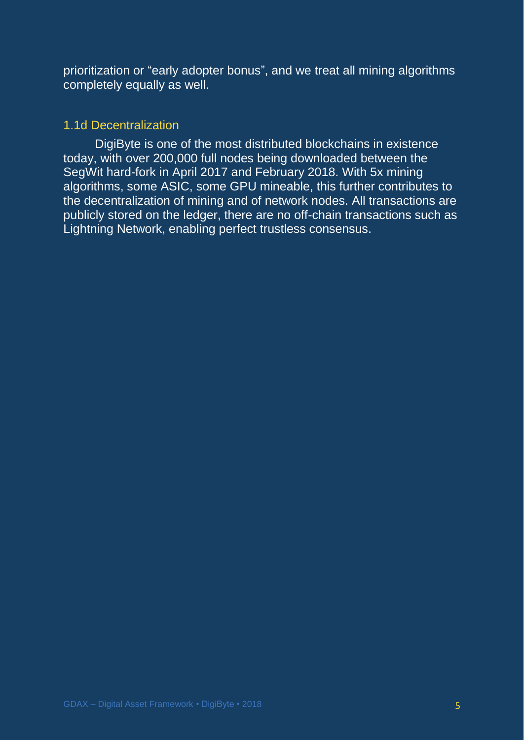prioritization or "early adopter bonus", and we treat all mining algorithms completely equally as well.

### 1.1d Decentralization

DigiByte is one of the most distributed blockchains in existence today, with over 200,000 full nodes being downloaded between the SegWit hard-fork in April 2017 and February 2018. With 5x mining algorithms, some ASIC, some GPU mineable, this further contributes to the decentralization of mining and of network nodes. All transactions are publicly stored on the ledger, there are no off-chain transactions such as Lightning Network, enabling perfect trustless consensus.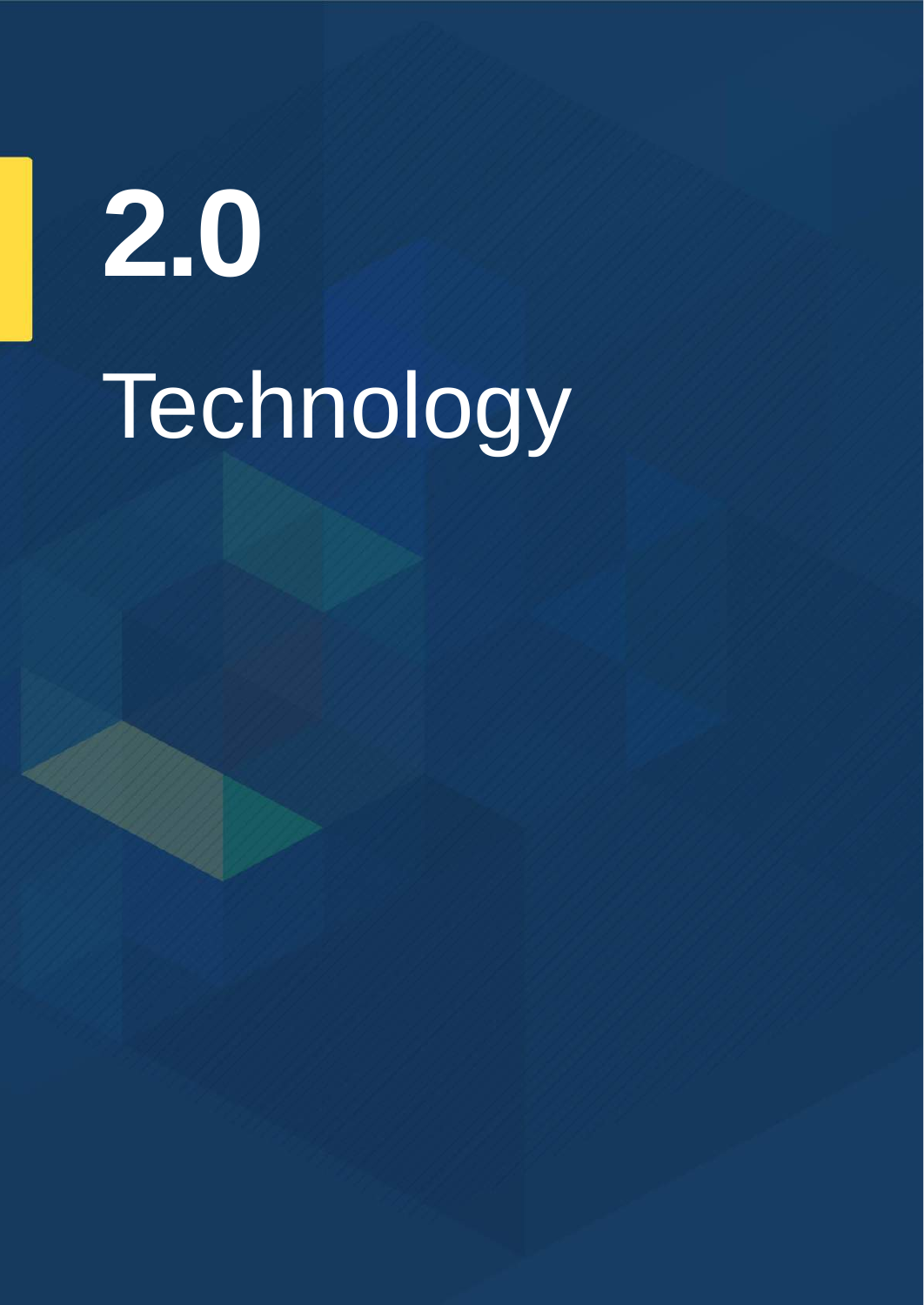# 2.0 Technology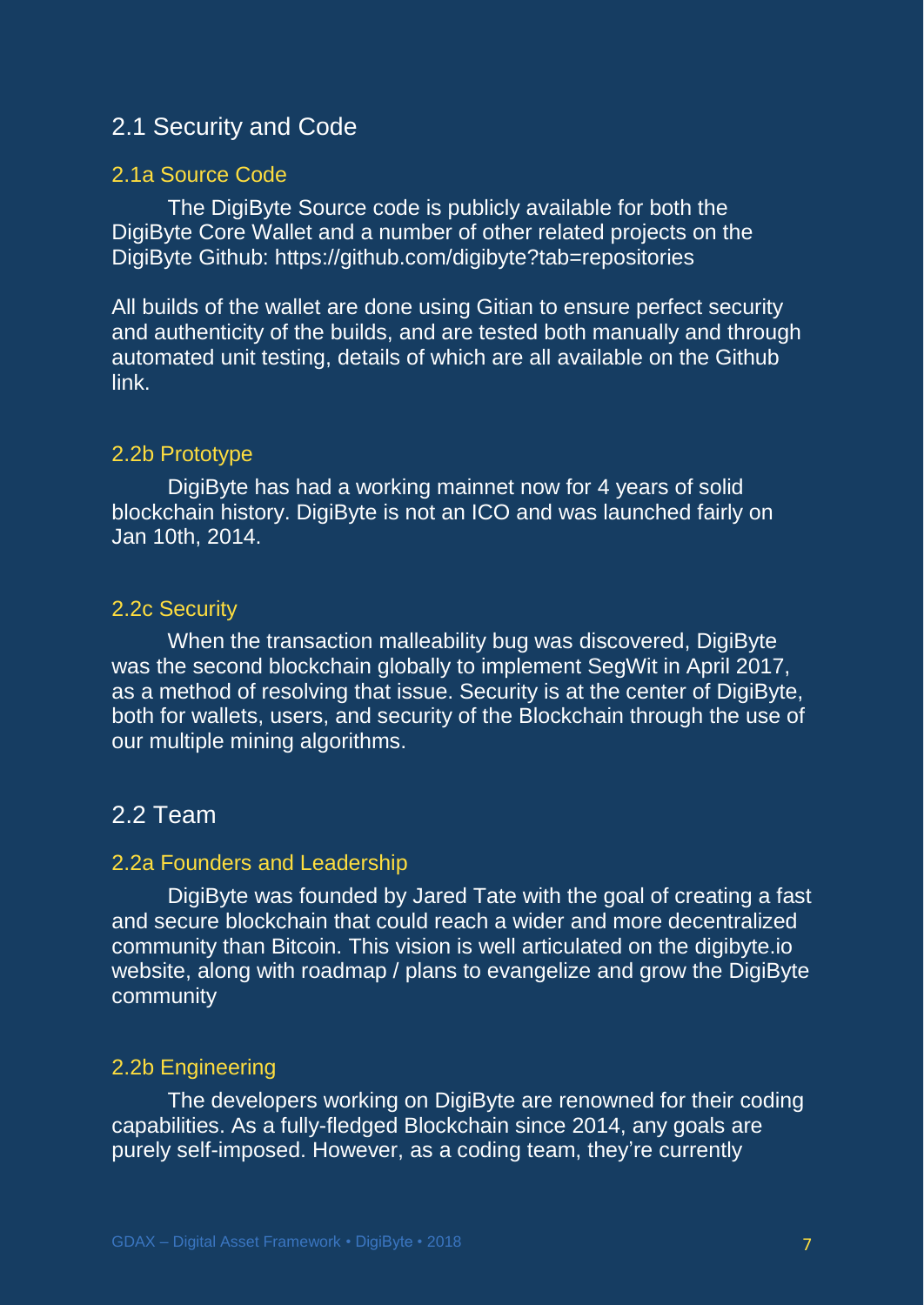## 2.1 Security and Code

### 2.1a Source Code

The DigiByte Source code is publicly available for both the DigiByte Core Wallet and a number of other related projects on the DigiByte Github: https://github.com/digibyte?tab=repositories

All builds of the wallet are done using Gitian to ensure perfect security and authenticity of the builds, and are tested both manually and through automated unit testing, details of which are all available on the Github link.

### 2.2b Prototype

DigiByte has had a working mainnet now for 4 years of solid blockchain history. DigiByte is not an ICO and was launched fairly on Jan 10th, 2014.

### 2.2c Security

When the transaction malleability bug was discovered, DigiByte was the second blockchain globally to implement SegWit in April 2017, as a method of resolving that issue. Security is at the center of DigiByte, both for wallets, users, and security of the Blockchain through the use of our multiple mining algorithms.

## 2.2 Team

### 2.2a Founders and Leadership

DigiByte was founded by Jared Tate with the goal of creating a fast and secure blockchain that could reach a wider and more decentralized community than Bitcoin. This vision is well articulated on the digibyte.io website, along with roadmap / plans to evangelize and grow the DigiByte community

### 2.2b Engineering

The developers working on DigiByte are renowned for their coding capabilities. As a fully-fledged Blockchain since 2014, any goals are purely self-imposed. However, as a coding team, they're currently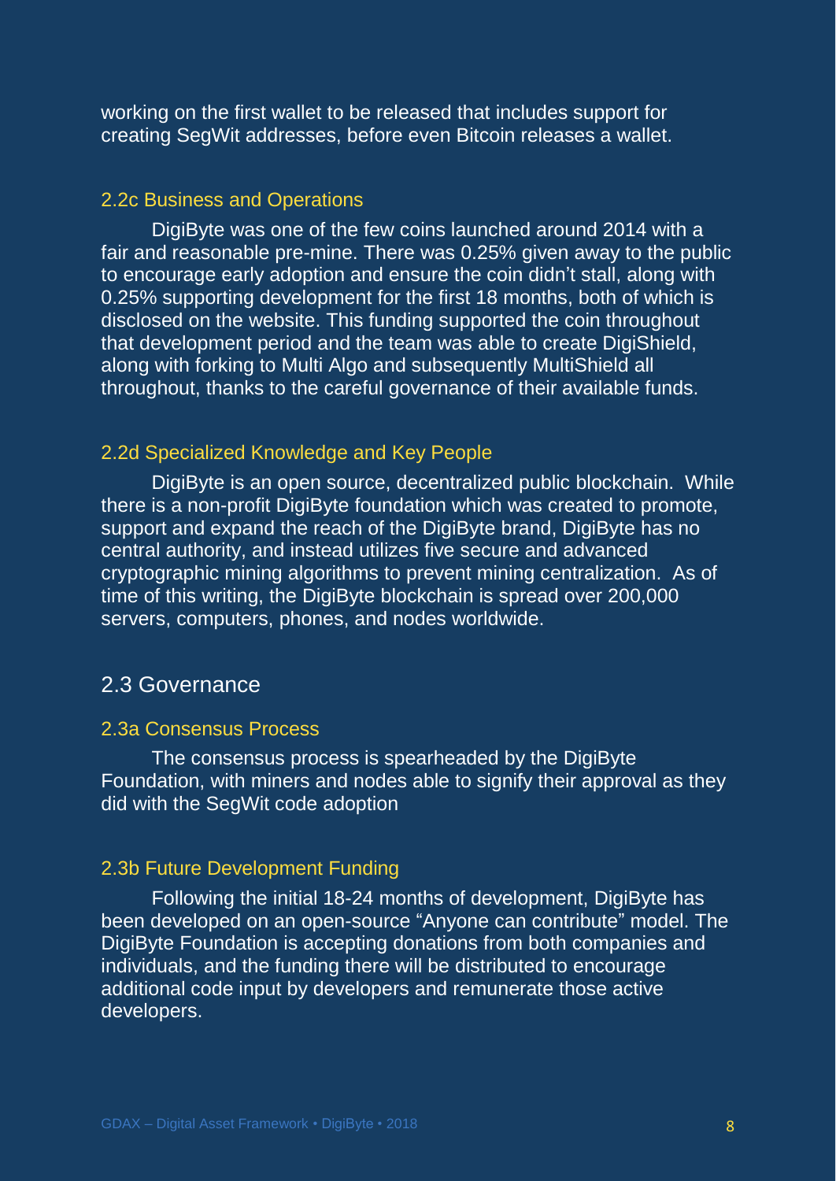working on the first wallet to be released that includes support for creating SegWit addresses, before even Bitcoin releases a wallet.

### 2.2c Business and Operations

DigiByte was one of the few coins launched around 2014 with a fair and reasonable pre-mine. There was 0.25% given away to the public to encourage early adoption and ensure the coin didn't stall, along with 0.25% supporting development for the first 18 months, both of which is disclosed on the website. This funding supported the coin throughout that development period and the team was able to create DigiShield, along with forking to Multi Algo and subsequently MultiShield all throughout, thanks to the careful governance of their available funds.

### 2.2d Specialized Knowledge and Key People

DigiByte is an open source, decentralized public blockchain. While there is a non-profit DigiByte foundation which was created to promote, support and expand the reach of the DigiByte brand, DigiByte has no central authority, and instead utilizes five secure and advanced cryptographic mining algorithms to prevent mining centralization. As of time of this writing, the DigiByte blockchain is spread over 200,000 servers, computers, phones, and nodes worldwide.

## 2.3 Governance

### 2.3a Consensus Process

The consensus process is spearheaded by the DigiByte Foundation, with miners and nodes able to signify their approval as they did with the SegWit code adoption

### 2.3b Future Development Funding

Following the initial 18-24 months of development, DigiByte has been developed on an open-source "Anyone can contribute" model. The DigiByte Foundation is accepting donations from both companies and individuals, and the funding there will be distributed to encourage additional code input by developers and remunerate those active developers.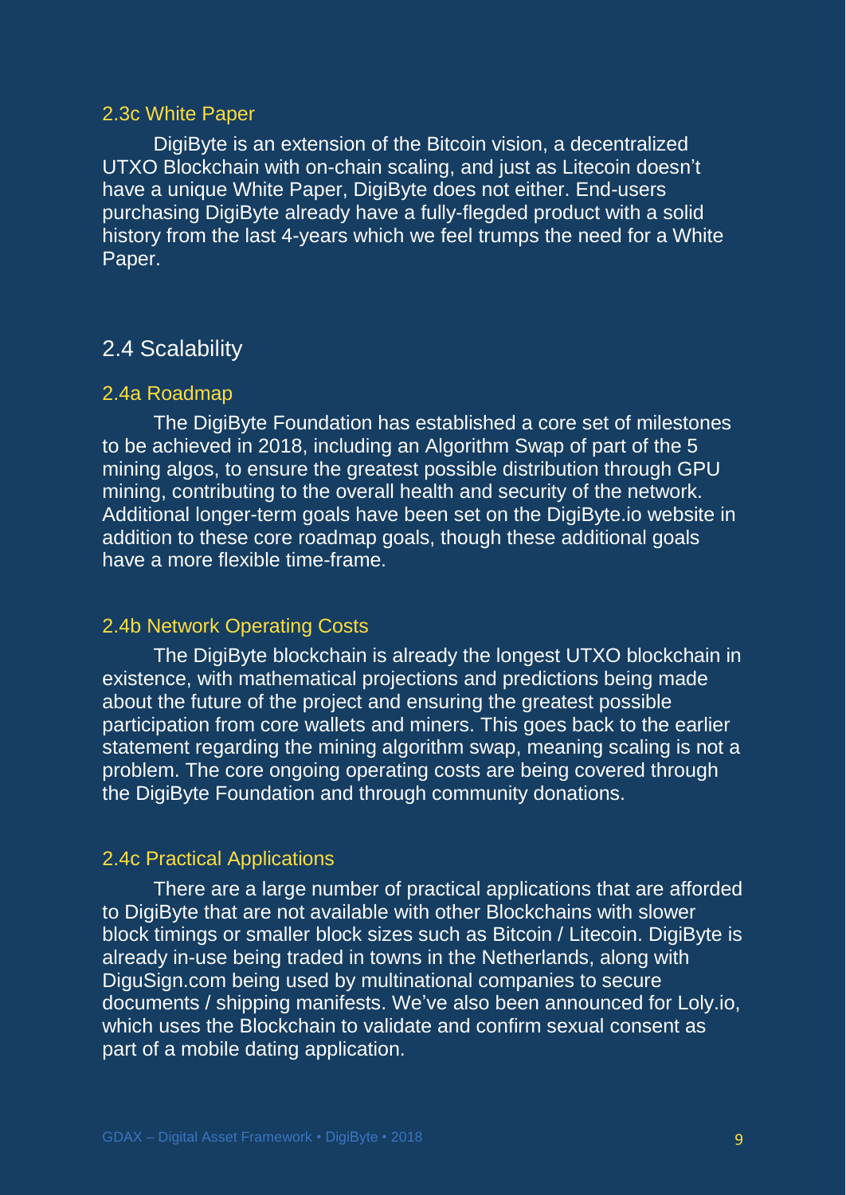### 2.3c White Paper

DigiByte is an extension of the Bitcoin vision, a decentralized UTXO Blockchain with on-chain scaling, and just as Litecoin doesn't have a unique White Paper, DigiByte does not either. End-users purchasing DigiByte already have a fully-flegded product with a solid history from the last 4-years which we feel trumps the need for a White Paper.

## 2.4 Scalability

### 2.4a Roadmap

The DigiByte Foundation has established a core set of milestones to be achieved in 2018, including an Algorithm Swap of part of the 5 mining algos, to ensure the greatest possible distribution through GPU mining, contributing to the overall health and security of the network. Additional longer-term goals have been set on the DigiByte.io website in addition to these core roadmap goals, though these additional goals have a more flexible time-frame.

### 2.4b Network Operating Costs

The DigiByte blockchain is already the longest UTXO blockchain in existence, with mathematical projections and predictions being made about the future of the project and ensuring the greatest possible participation from core wallets and miners. This goes back to the earlier statement regarding the mining algorithm swap, meaning scaling is not a problem. The core ongoing operating costs are being covered through the DigiByte Foundation and through community donations.

### 2.4c Practical Applications

There are a large number of practical applications that are afforded to DigiByte that are not available with other Blockchains with slower block timings or smaller block sizes such as Bitcoin / Litecoin. DigiByte is already in-use being traded in towns in the Netherlands, along with DiguSign.com being used by multinational companies to secure documents / shipping manifests. We've also been announced for Loly.io, which uses the Blockchain to validate and confirm sexual consent as part of a mobile dating application.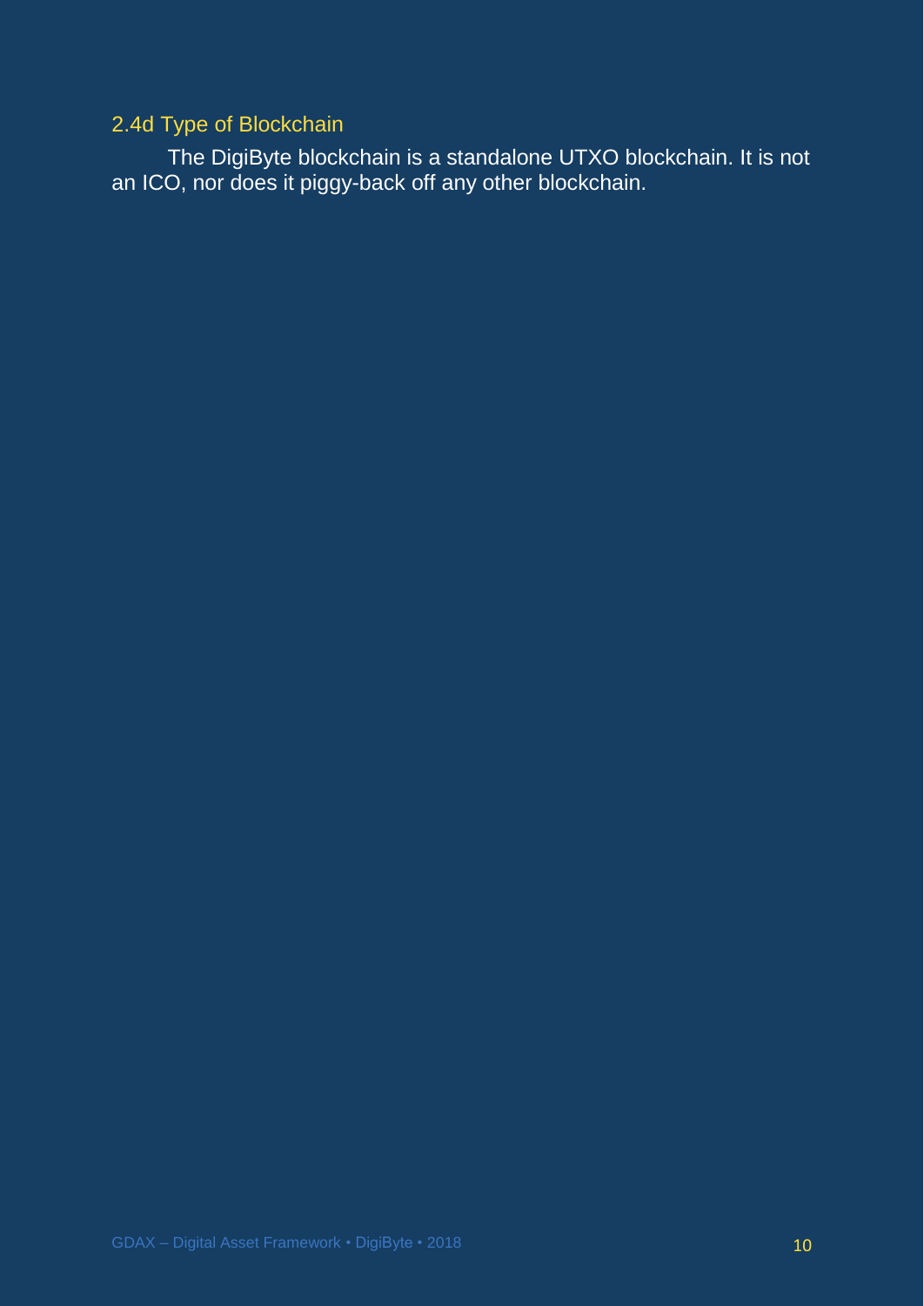### 2.4d Type of Blockchain

The DigiByte blockchain is a standalone UTXO blockchain. It is not an ICO, nor does it piggy-back off any other blockchain.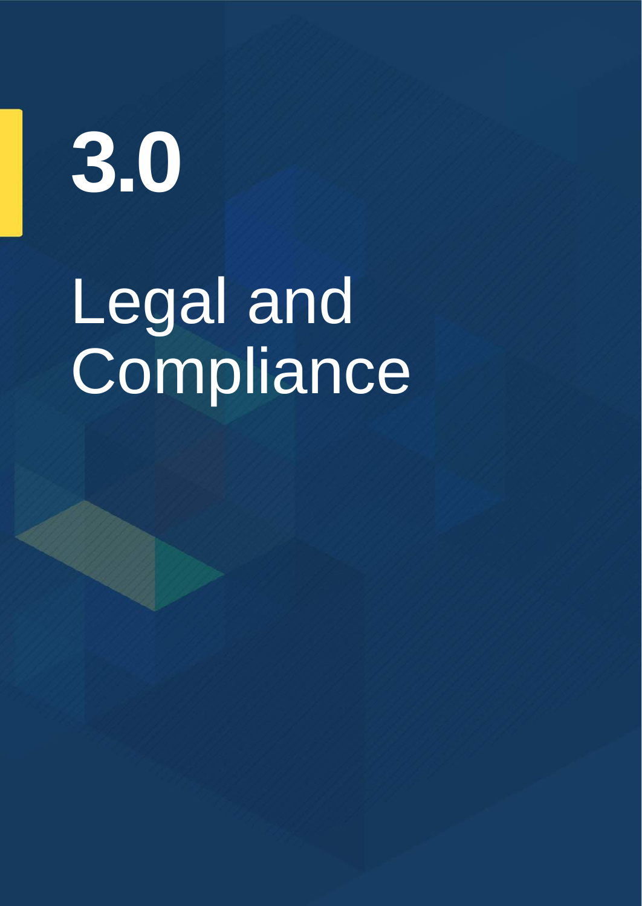# 3.0

# Legal and Compliance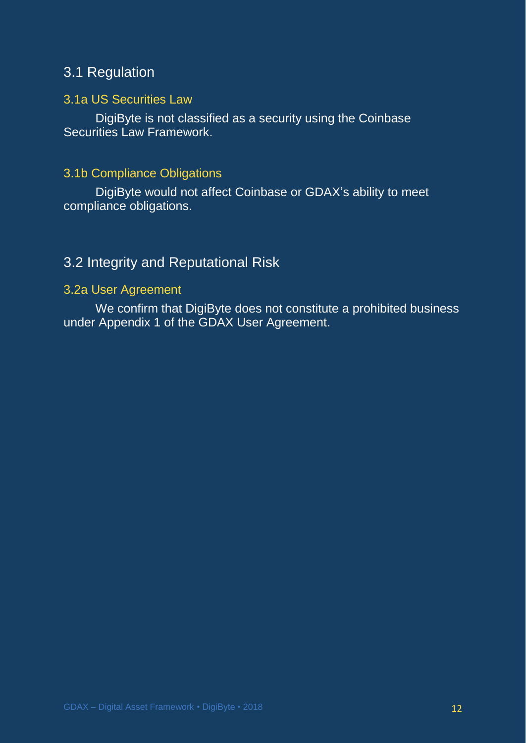## 3.1 Regulation

### 3.1a US Securities Law

DigiByte is not classified as a security using the Coinbase Securities Law Framework.

### 3.1b Compliance Obligations

DigiByte would not affect Coinbase or GDAX's ability to meet compliance obligations.

## 3.2 Integrity and Reputational Risk

### 3.2a User Agreement

We confirm that DigiByte does not constitute a prohibited business under Appendix 1 of the GDAX User Agreement.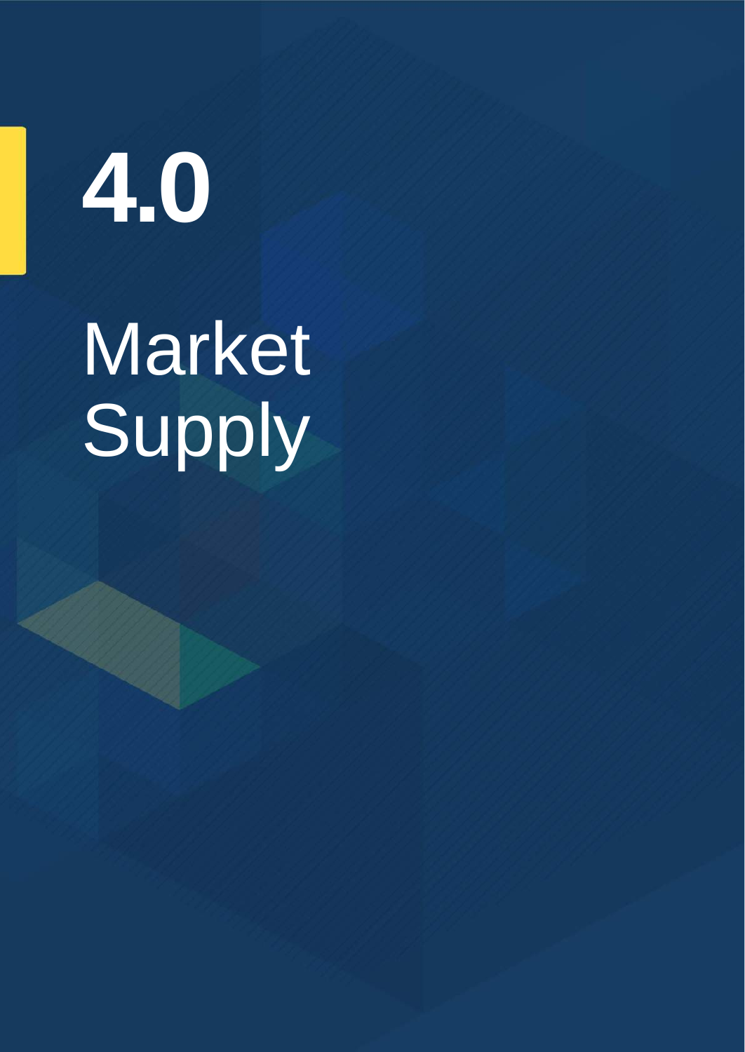# 4.0

# Market Supply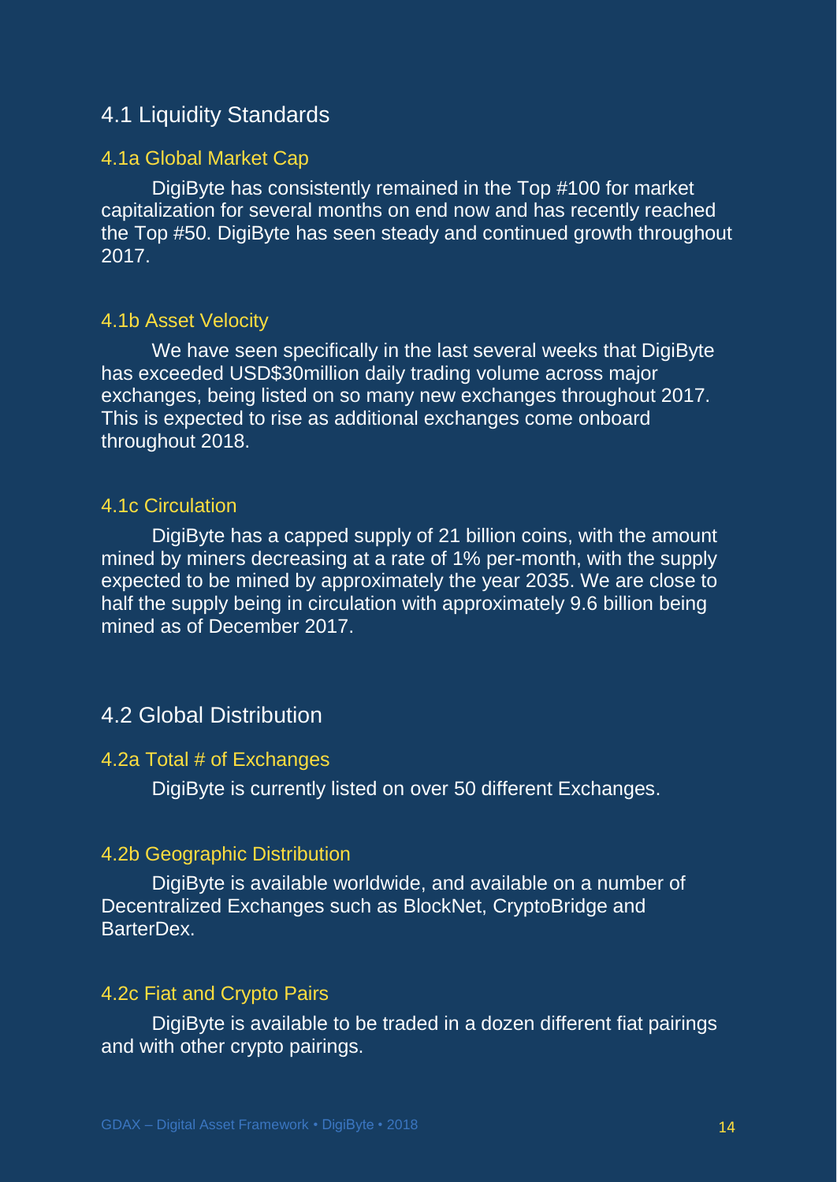## 4.1 Liquidity Standards

### 4.1a Global Market Cap

DigiByte has consistently remained in the Top #100 for market capitalization for several months on end now and has recently reached the Top #50. DigiByte has seen steady and continued growth throughout 2017.

### 4.1b Asset Velocity

We have seen specifically in the last several weeks that DigiByte has exceeded USD$30million daily trading volume across major exchanges, being listed on so many new exchanges throughout 2017. This is expected to rise as additional exchanges come onboard throughout 2018.

### 4.1c Circulation

DigiByte has a capped supply of 21 billion coins, with the amount mined by miners decreasing at a rate of 1% per-month, with the supply expected to be mined by approximately the year 2035. We are close to half the supply being in circulation with approximately 9.6 billion being mined as of December 2017.

## 4.2 Global Distribution

### 4.2a Total # of Exchanges

DigiByte is currently listed on over 50 different Exchanges.

### 4.2b Geographic Distribution

DigiByte is available worldwide, and available on a number of Decentralized Exchanges such as BlockNet, CryptoBridge and BarterDex.

### 4.2c Fiat and Crypto Pairs

DigiByte is available to be traded in a dozen different fiat pairings and with other crypto pairings.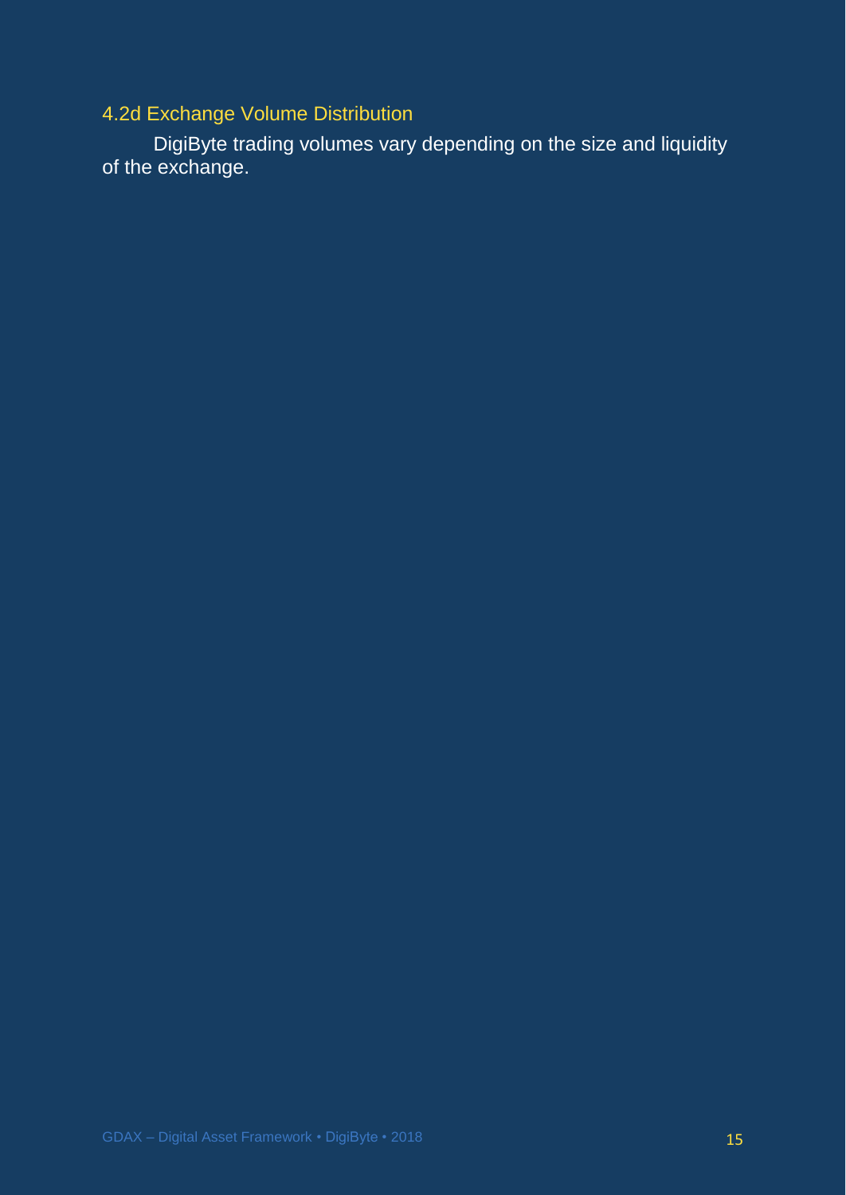### 4.2d Exchange Volume Distribution

DigiByte trading volumes vary depending on the size and liquidity of the exchange.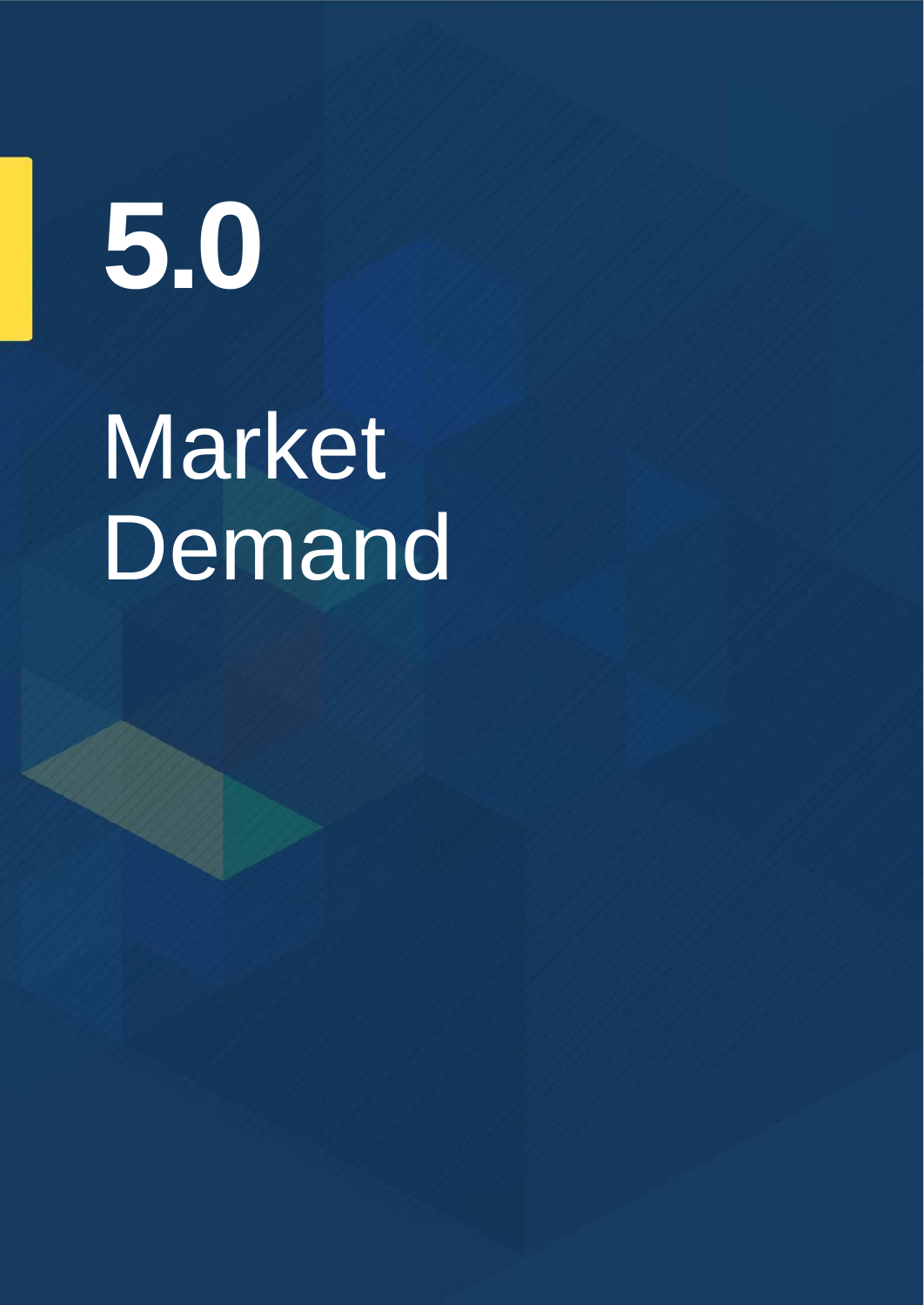# 5.0

# Market Demand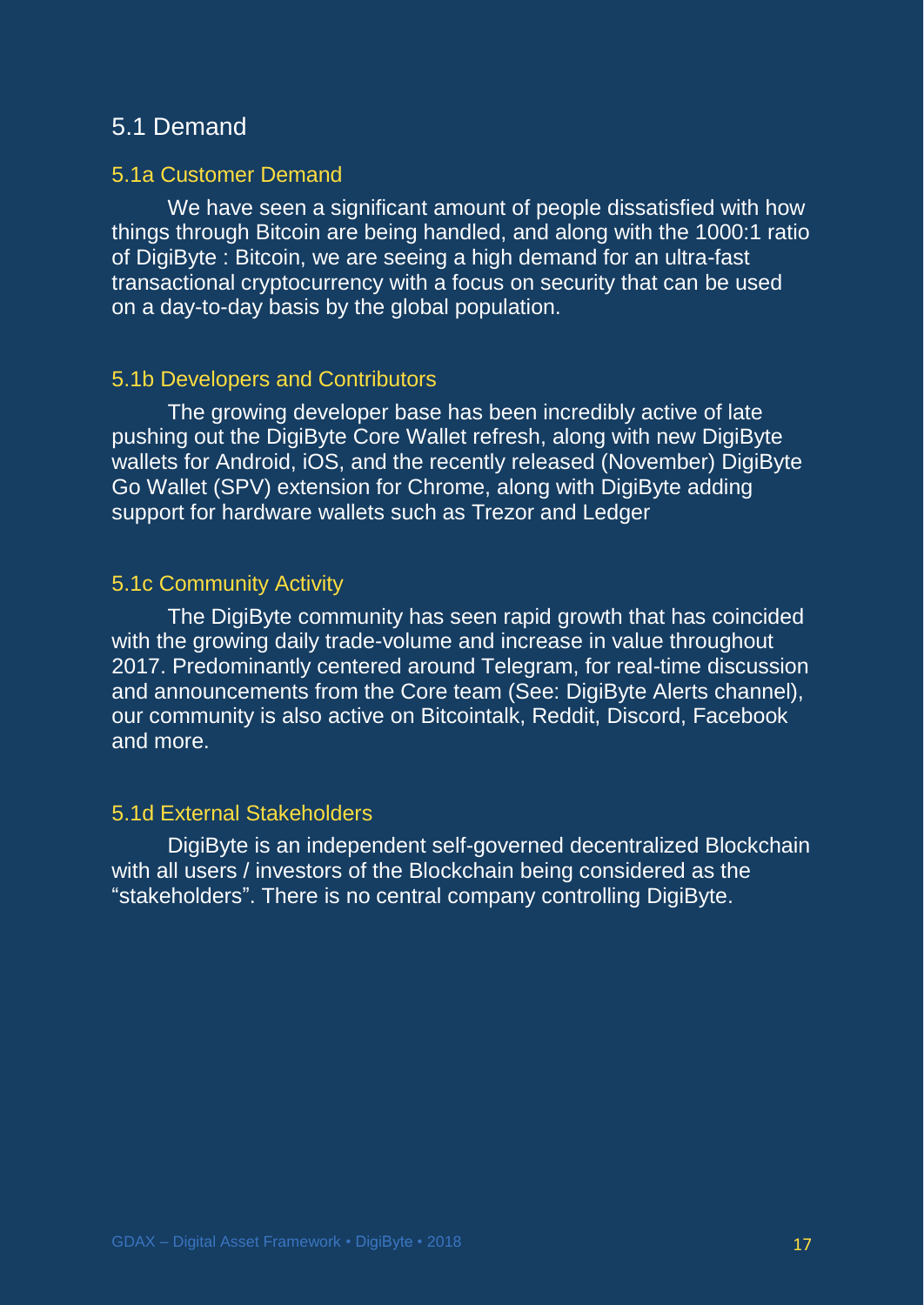## 5.1 Demand

### 5.1a Customer Demand

We have seen a significant amount of people dissatisfied with how things through Bitcoin are being handled, and along with the 1000:1 ratio of DigiByte : Bitcoin, we are seeing a high demand for an ultra-fast transactional cryptocurrency with a focus on security that can be used on a day-to-day basis by the global population.

### 5.1b Developers and Contributors

The growing developer base has been incredibly active of late pushing out the DigiByte Core Wallet refresh, along with new DigiByte wallets for Android, iOS, and the recently released (November) DigiByte Go Wallet (SPV) extension for Chrome, along with DigiByte adding support for hardware wallets such as Trezor and Ledger

### 5.1c Community Activity

The DigiByte community has seen rapid growth that has coincided with the growing daily trade-volume and increase in value throughout 2017. Predominantly centered around Telegram, for real-time discussion and announcements from the Core team (See: DigiByte Alerts channel), our community is also active on Bitcointalk, Reddit, Discord, Facebook and more.

### 5.1d External Stakeholders

DigiByte is an independent self-governed decentralized Blockchain with all users / investors of the Blockchain being considered as the "stakeholders". There is no central company controlling DigiByte.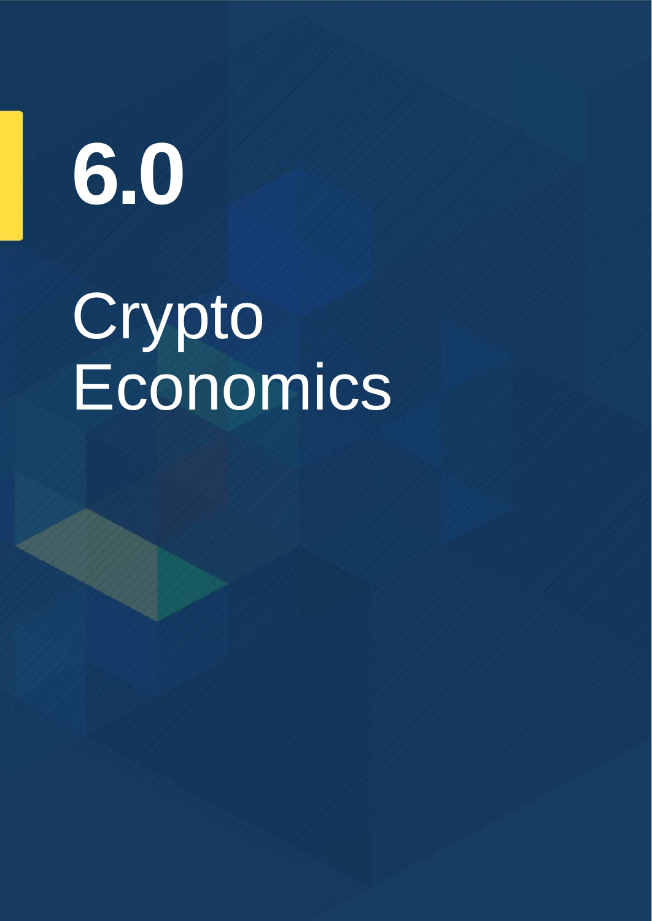# 6.0

# Crypto Economics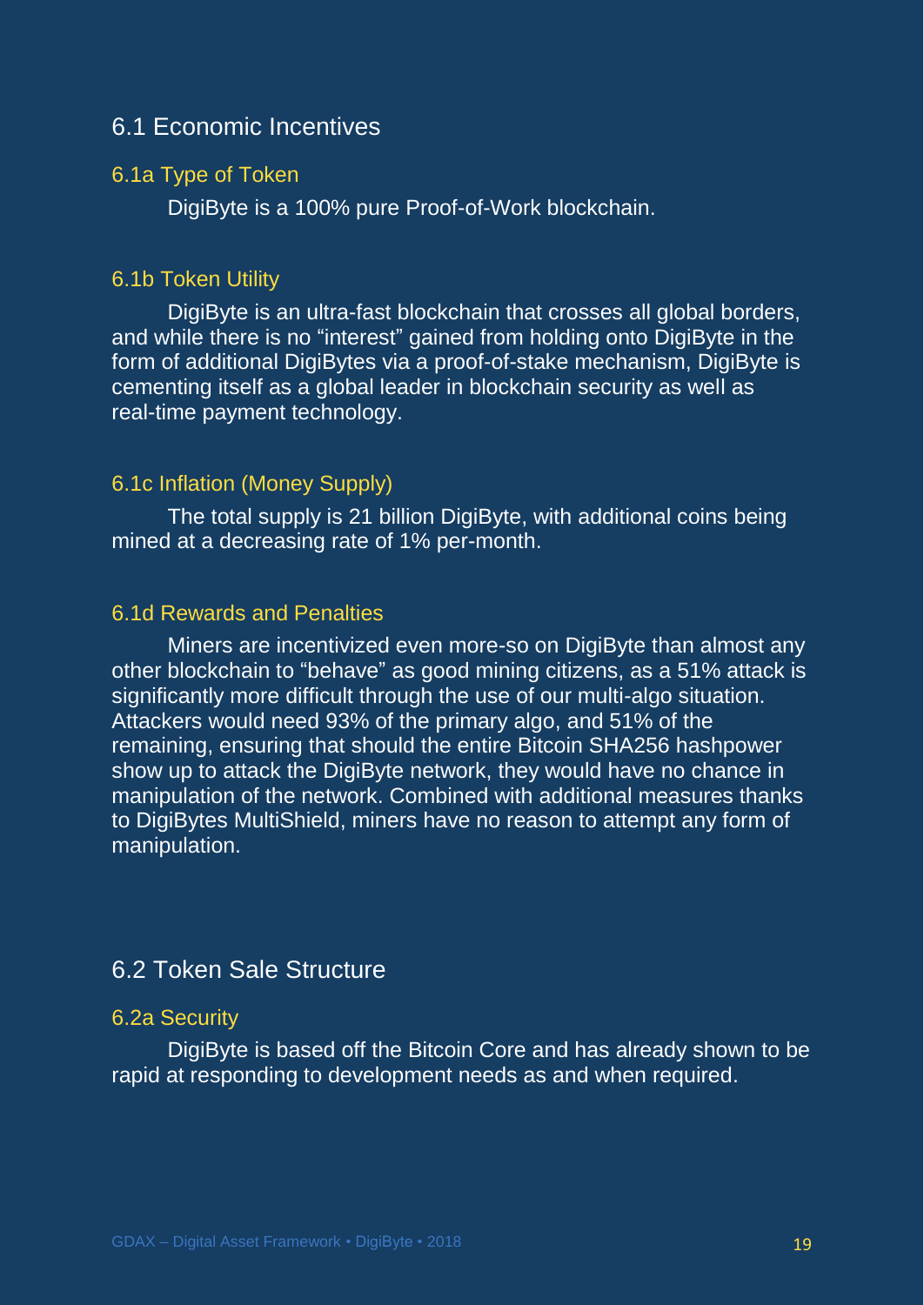## 6.1 Economic Incentives

### 6.1a Type of Token

DigiByte is a 100% pure Proof-of-Work blockchain.

### 6.1b Token Utility

DigiByte is an ultra-fast blockchain that crosses all global borders, and while there is no "interest" gained from holding onto DigiByte in the form of additional DigiBytes via a proof-of-stake mechanism, DigiByte is cementing itself as a global leader in blockchain security as well as real-time payment technology.

### 6.1c Inflation (Money Supply)

The total supply is 21 billion DigiByte, with additional coins being mined at a decreasing rate of 1% per-month.

### 6.1d Rewards and Penalties

Miners are incentivized even more-so on DigiByte than almost any other blockchain to "behave" as good mining citizens, as a 51% attack is significantly more difficult through the use of our multi-algo situation. Attackers would need 93% of the primary algo, and 51% of the remaining, ensuring that should the entire Bitcoin SHA256 hashpower show up to attack the DigiByte network, they would have no chance in manipulation of the network. Combined with additional measures thanks to DigiBytes MultiShield, miners have no reason to attempt any form of manipulation.

## 6.2 Token Sale Structure

### 6.2a Security

DigiByte is based off the Bitcoin Core and has already shown to be rapid at responding to development needs as and when required.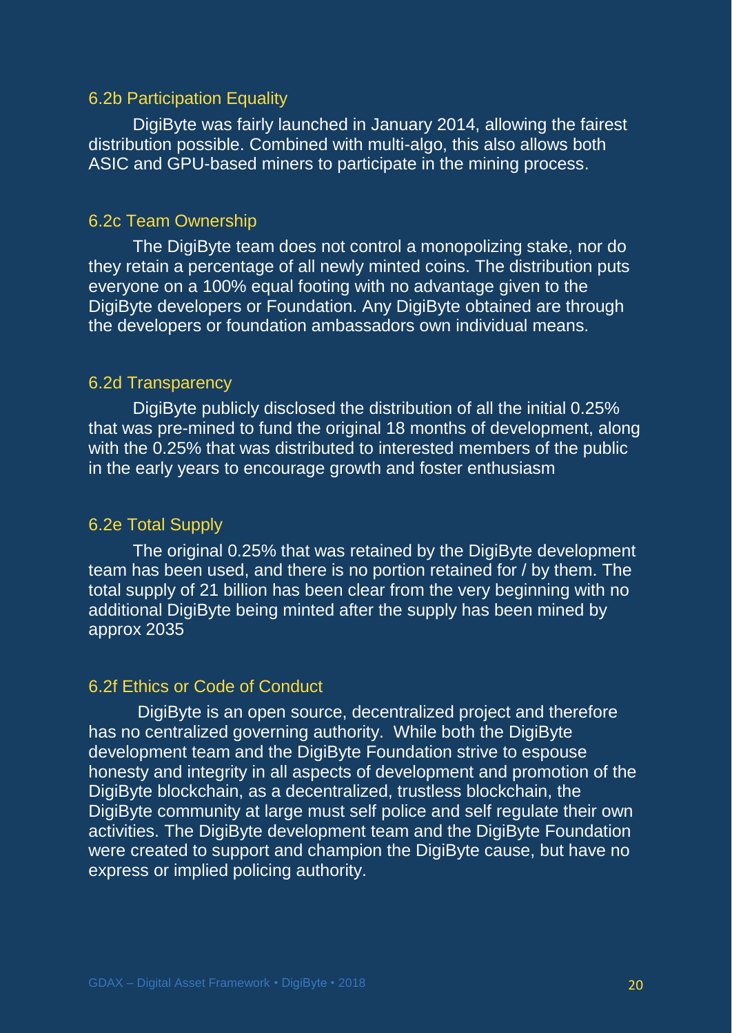### 6.2b Participation Equality

DigiByte was fairly launched in January 2014, allowing the fairest distribution possible. Combined with multi-algo, this also allows both ASIC and GPU-based miners to participate in the mining process.

### 6.2c Team Ownership

The DigiByte team does not control a monopolizing stake, nor do they retain a percentage of all newly minted coins. The distribution puts everyone on a 100% equal footing with no advantage given to the DigiByte developers or Foundation. Any DigiByte obtained are through the developers or foundation ambassadors own individual means.

### 6.2d Transparency

DigiByte publicly disclosed the distribution of all the initial 0.25% that was pre-mined to fund the original 18 months of development, along with the 0.25% that was distributed to interested members of the public in the early years to encourage growth and foster enthusiasm

### 6.2e Total Supply

The original 0.25% that was retained by the DigiByte development team has been used, and there is no portion retained for / by them. The total supply of 21 billion has been clear from the very beginning with no additional DigiByte being minted after the supply has been mined by approx 2035

### 6.2f Ethics or Code of Conduct

DigiByte is an open source, decentralized project and therefore has no centralized governing authority. While both the DigiByte development team and the DigiByte Foundation strive to espouse honesty and integrity in all aspects of development and promotion of the DigiByte blockchain, as a decentralized, trustless blockchain, the DigiByte community at large must self police and self regulate their own activities. The DigiByte development team and the DigiByte Foundation were created to support and champion the DigiByte cause, but have no express or implied policing authority.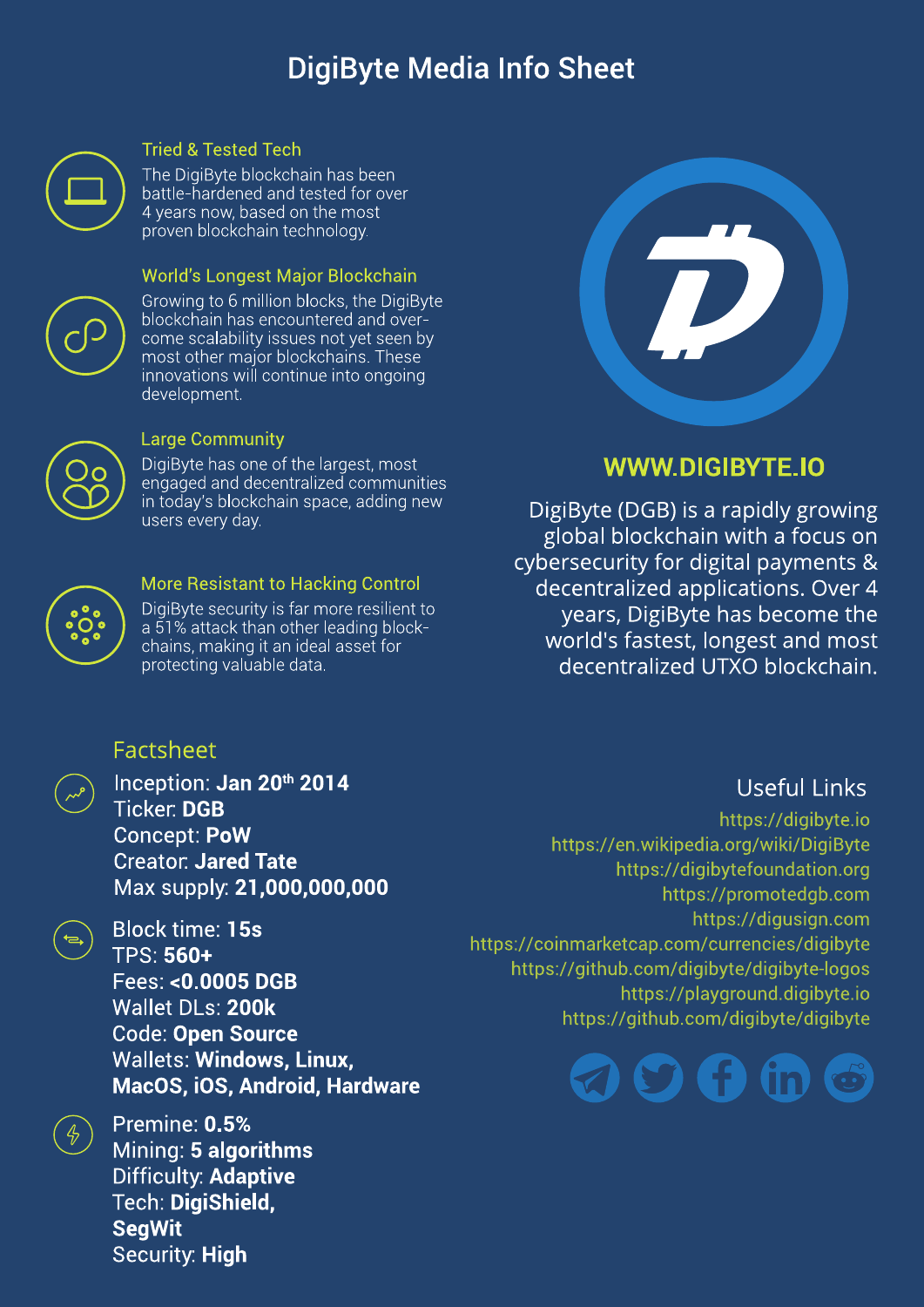# DigiByte Media Info Sheet

### Tried & Tested Tech

The DigiByte blockchain has been battle-hardened and tested for over 4 years now, based on the most proven blockchain technology.

### World's Longest Major Blockchain

Growing to 6 million blocks, the DigiByte blockchain has encountered and overcome scalability issues not yet seen by most other major blockchains. These innovations will continue into ongoing development.

### Large Community

DigiByte has one of the largest, most engaged and decentralized communities in today's blockchain space, adding new users every day.

### More Resistant to Hacking Control

DigiByte security is far more resilient to a 51% attack than other leading blockchains, making it an ideal asset for protecting valuable data.

**WWW.DIGIBYTE.IO**

DigiByte (DGB) is a rapidly growing global blockchain with a focus on cybersecurity for digital payments & decentralized applications. Over 4 years, DigiByte has become the world's fastest, longest and most decentralized UTXO blockchain.

## Factsheet

Inception: **Jan 20th 2014**
Ticker: **DGB**
Concept: **PoW**
Creator: **Jared Tate**
Max supply: **21,000,000,000**

Block time: **15s**
TPS: **560+**
Fees: **<0.0005 DGB**
Wallet DLs: **200k**
Code: **Open Source**
Wallets: **Windows, Linux, MacOS, iOS, Android, Hardware**

Premine: **0.5%**
Mining: **5 algorithms**
Difficulty: **Adaptive**
Tech: **DigiShield, SegWit**
Security: **High**

## Useful Links

https://digibyte.io
https://en.wikipedia.org/wiki/DigiByte
https://digibytefoundation.org
https://promotedgb.com
https://digusign.com
https://coinmarketcap.com/currencies/digibyte
https://github.com/digibyte/digibyte-logos
https://playground.digibyte.io
https://github.com/digibyte/digibyte